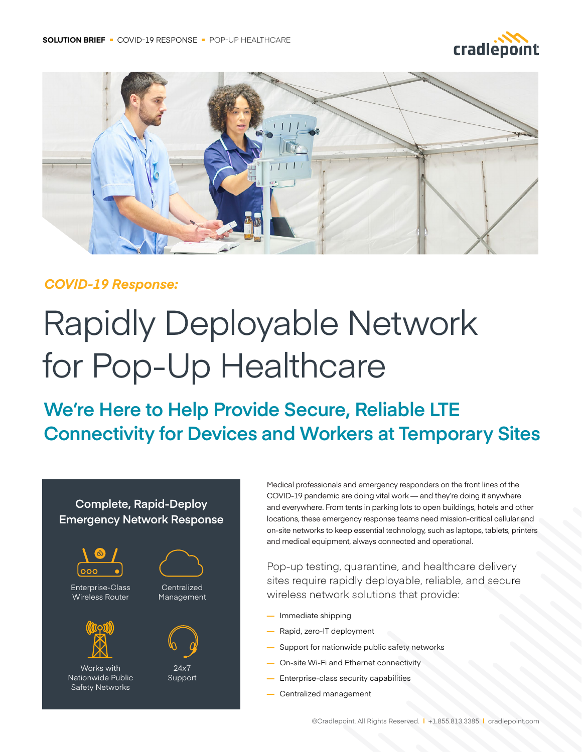SOLUTION BRIEF ▪ COVID-19 RESPONSE ▪ POP-UP HEALTHCARE

*COVID-19 Response:*

# Rapidly Deployable Network for Pop-Up Healthcare

## We're Here to Help Provide Secure, Reliable LTE Connectivity for Devices and Workers at Temporary Sites

### Complete, Rapid-Deploy Emergency Network Response

- Enterprise-Class Wireless Router
- Centralized Management
- Works with Nationwide Public Safety Networks
- 24x7 Support

Medical professionals and emergency responders on the front lines of the COVID-19 pandemic are doing vital work — and they're doing it anywhere and everywhere. From tents in parking lots to open buildings, hotels and other locations, these emergency response teams need mission-critical cellular and on-site networks to keep essential technology, such as laptops, tablets, printers and medical equipment, always connected and operational.

Pop-up testing, quarantine, and healthcare delivery sites require rapidly deployable, reliable, and secure wireless network solutions that provide:

- Immediate shipping
- Rapid, zero-IT deployment
- Support for nationwide public safety networks
- On-site Wi-Fi and Ethernet connectivity
- Enterprise-class security capabilities
- Centralized management

©Cradlepoint. All Rights Reserved. | +1.855.813.3385 | cradlepoint.com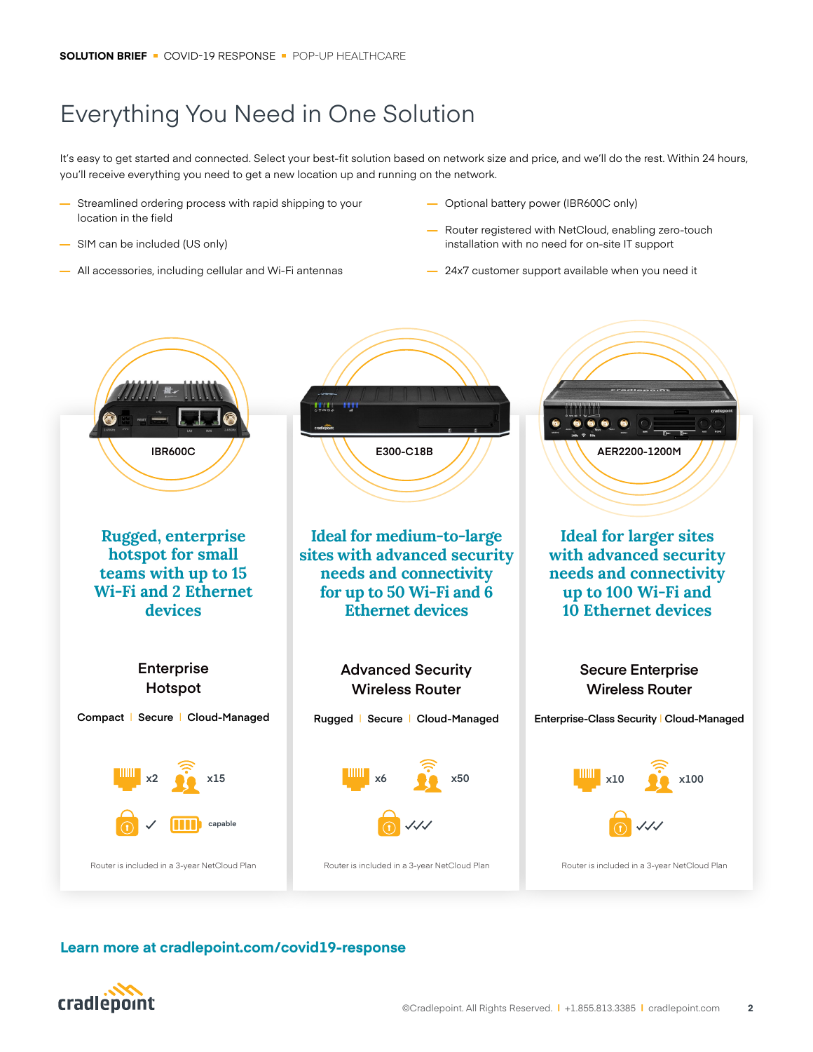# Everything You Need in One Solution

It's easy to get started and connected. Select your best-fit solution based on network size and price, and we'll do the rest. Within 24 hours, you'll receive everything you need to get a new location up and running on the network.

- Streamlined ordering process with rapid shipping to your location in the field
- SIM can be included (US only)
- All accessories, including cellular and Wi-Fi antennas
- Optional battery power (IBR600C only)
- Router registered with NetCloud, enabling zero-touch installation with no need for on-site IT support
- 24x7 customer support available when you need it

## IBR600C

### Rugged, enterprise hotspot for small teams with up to 15 Wi-Fi and 2 Ethernet devices

**Enterprise Hotspot**

Compact | Secure | Cloud-Managed

x2 x15

✓ capable

Router is included in a 3-year NetCloud Plan

## E300-C18B

### Ideal for medium-to-large sites with advanced security needs and connectivity for up to 50 Wi-Fi and 6 Ethernet devices

**Advanced Security Wireless Router**

Rugged | Secure | Cloud-Managed

x6 x50

✓✓✓

Router is included in a 3-year NetCloud Plan

## AER2200-1200M

### Ideal for larger sites with advanced security needs and connectivity up to 100 Wi-Fi and 10 Ethernet devices

**Secure Enterprise Wireless Router**

Enterprise-Class Security | Cloud-Managed

x10 x100

✓✓✓

Router is included in a 3-year NetCloud Plan

**Learn more at cradlepoint.com/covid19-response**

©Cradlepoint. All Rights Reserved. | +1.855.813.3385 | cradlepoint.com